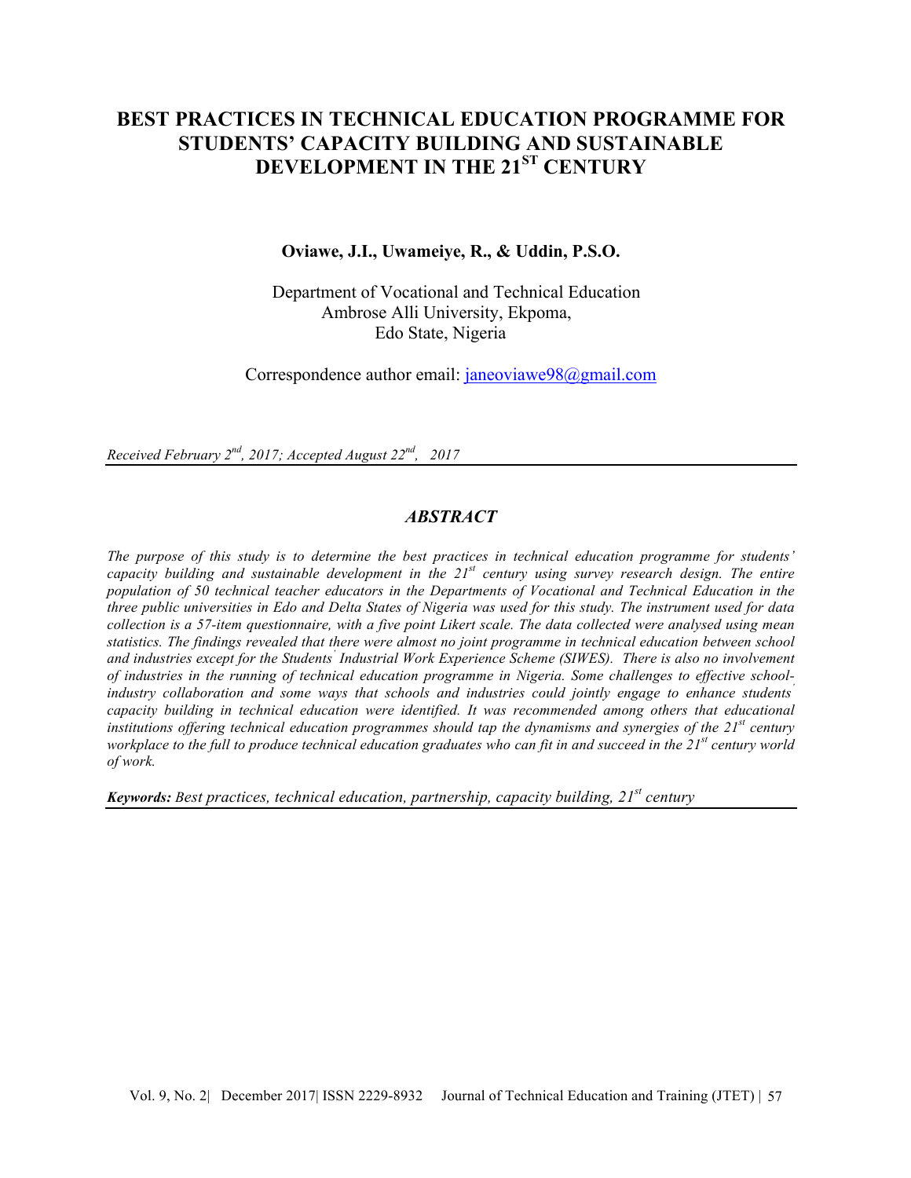# BEST PRACTICES IN TECHNICAL EDUCATION PROGRAMME FOR STUDENTS' CAPACITY BUILDING AND SUSTAINABLE DEVELOPMENT IN THE 21$^{ST}$ CENTURY

**Oviawe, J.I., Uwameiye, R., & Uddin, P.S.O.**

Department of Vocational and Technical Education
Ambrose Alli University, Ekpoma,
Edo State, Nigeria

Correspondence author email: janeoviawe98@gmail.com

*Received February 2$^{nd}$, 2017; Accepted August 22$^{nd}$, 2017*

## *ABSTRACT*

*The purpose of this study is to determine the best practices in technical education programme for students' capacity building and sustainable development in the 21$^{st}$ century using survey research design. The entire population of 50 technical teacher educators in the Departments of Vocational and Technical Education in the three public universities in Edo and Delta States of Nigeria was used for this study. The instrument used for data collection is a 57-item questionnaire, with a five point Likert scale. The data collected were analysed using mean statistics. The findings revealed that there were almost no joint programme in technical education between school and industries except for the Students' Industrial Work Experience Scheme (SIWES). There is also no involvement of industries in the running of technical education programme in Nigeria. Some challenges to effective school-industry collaboration and some ways that schools and industries could jointly engage to enhance students' capacity building in technical education were identified. It was recommended among others that educational institutions offering technical education programmes should tap the dynamisms and synergies of the 21$^{st}$ century workplace to the full to produce technical education graduates who can fit in and succeed in the 21$^{st}$ century world of work.*

***Keywords:*** *Best practices, technical education, partnership, capacity building, 21$^{st}$ century*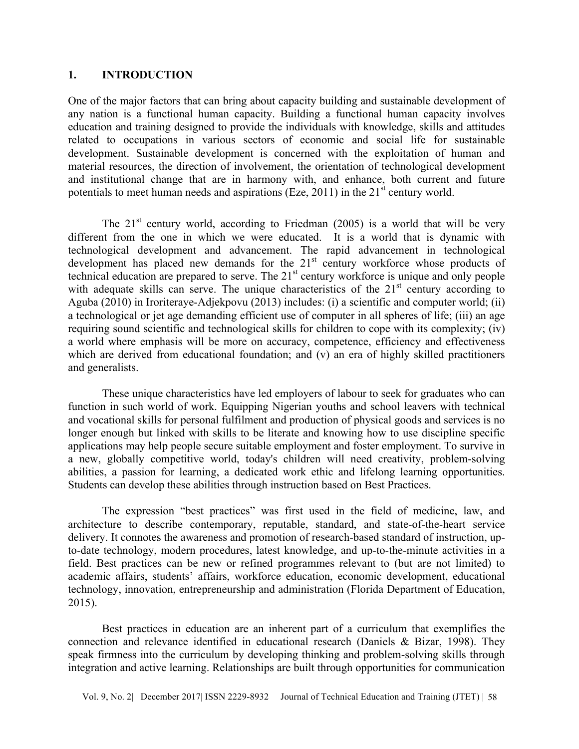# 1. INTRODUCTION

One of the major factors that can bring about capacity building and sustainable development of any nation is a functional human capacity. Building a functional human capacity involves education and training designed to provide the individuals with knowledge, skills and attitudes related to occupations in various sectors of economic and social life for sustainable development. Sustainable development is concerned with the exploitation of human and material resources, the direction of involvement, the orientation of technological development and institutional change that are in harmony with, and enhance, both current and future potentials to meet human needs and aspirations (Eze, 2011) in the 21st century world.

The 21st century world, according to Friedman (2005) is a world that will be very different from the one in which we were educated. It is a world that is dynamic with technological development and advancement. The rapid advancement in technological development has placed new demands for the 21st century workforce whose products of technical education are prepared to serve. The 21st century workforce is unique and only people with adequate skills can serve. The unique characteristics of the 21st century according to Aguba (2010) in Iroriteraye-Adjekpovu (2013) includes: (i) a scientific and computer world; (ii) a technological or jet age demanding efficient use of computer in all spheres of life; (iii) an age requiring sound scientific and technological skills for children to cope with its complexity; (iv) a world where emphasis will be more on accuracy, competence, efficiency and effectiveness which are derived from educational foundation; and (v) an era of highly skilled practitioners and generalists.

These unique characteristics have led employers of labour to seek for graduates who can function in such world of work. Equipping Nigerian youths and school leavers with technical and vocational skills for personal fulfilment and production of physical goods and services is no longer enough but linked with skills to be literate and knowing how to use discipline specific applications may help people secure suitable employment and foster employment. To survive in a new, globally competitive world, today's children will need creativity, problem-solving abilities, a passion for learning, a dedicated work ethic and lifelong learning opportunities. Students can develop these abilities through instruction based on Best Practices.

The expression "best practices" was first used in the field of medicine, law, and architecture to describe contemporary, reputable, standard, and state-of-the-heart service delivery. It connotes the awareness and promotion of research-based standard of instruction, up-to-date technology, modern procedures, latest knowledge, and up-to-the-minute activities in a field. Best practices can be new or refined programmes relevant to (but are not limited) to academic affairs, students' affairs, workforce education, economic development, educational technology, innovation, entrepreneurship and administration (Florida Department of Education, 2015).

Best practices in education are an inherent part of a curriculum that exemplifies the connection and relevance identified in educational research (Daniels & Bizar, 1998). They speak firmness into the curriculum by developing thinking and problem-solving skills through integration and active learning. Relationships are built through opportunities for communication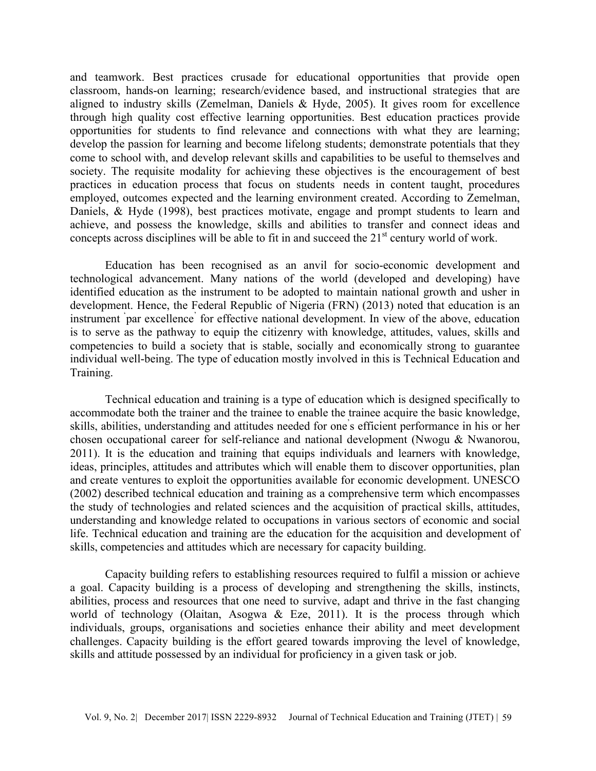and teamwork. Best practices crusade for educational opportunities that provide open classroom, hands-on learning; research/evidence based, and instructional strategies that are aligned to industry skills (Zemelman, Daniels & Hyde, 2005). It gives room for excellence through high quality cost effective learning opportunities. Best education practices provide opportunities for students to find relevance and connections with what they are learning; develop the passion for learning and become lifelong students; demonstrate potentials that they come to school with, and develop relevant skills and capabilities to be useful to themselves and society. The requisite modality for achieving these objectives is the encouragement of best practices in education process that focus on students' needs in content taught, procedures employed, outcomes expected and the learning environment created. According to Zemelman, Daniels, & Hyde (1998), best practices motivate, engage and prompt students to learn and achieve, and possess the knowledge, skills and abilities to transfer and connect ideas and concepts across disciplines will be able to fit in and succeed the 21st century world of work.

Education has been recognised as an anvil for socio-economic development and technological advancement. Many nations of the world (developed and developing) have identified education as the instrument to be adopted to maintain national growth and usher in development. Hence, the Federal Republic of Nigeria (FRN) (2013) noted that education is an instrument 'par excellence' for effective national development. In view of the above, education is to serve as the pathway to equip the citizenry with knowledge, attitudes, values, skills and competencies to build a society that is stable, socially and economically strong to guarantee individual well-being. The type of education mostly involved in this is Technical Education and Training.

Technical education and training is a type of education which is designed specifically to accommodate both the trainer and the trainee to enable the trainee acquire the basic knowledge, skills, abilities, understanding and attitudes needed for one's efficient performance in his or her chosen occupational career for self-reliance and national development (Nwogu & Nwanorou, 2011). It is the education and training that equips individuals and learners with knowledge, ideas, principles, attitudes and attributes which will enable them to discover opportunities, plan and create ventures to exploit the opportunities available for economic development. UNESCO (2002) described technical education and training as a comprehensive term which encompasses the study of technologies and related sciences and the acquisition of practical skills, attitudes, understanding and knowledge related to occupations in various sectors of economic and social life. Technical education and training are the education for the acquisition and development of skills, competencies and attitudes which are necessary for capacity building.

Capacity building refers to establishing resources required to fulfil a mission or achieve a goal. Capacity building is a process of developing and strengthening the skills, instincts, abilities, process and resources that one need to survive, adapt and thrive in the fast changing world of technology (Olaitan, Asogwa & Eze, 2011). It is the process through which individuals, groups, organisations and societies enhance their ability and meet development challenges. Capacity building is the effort geared towards improving the level of knowledge, skills and attitude possessed by an individual for proficiency in a given task or job.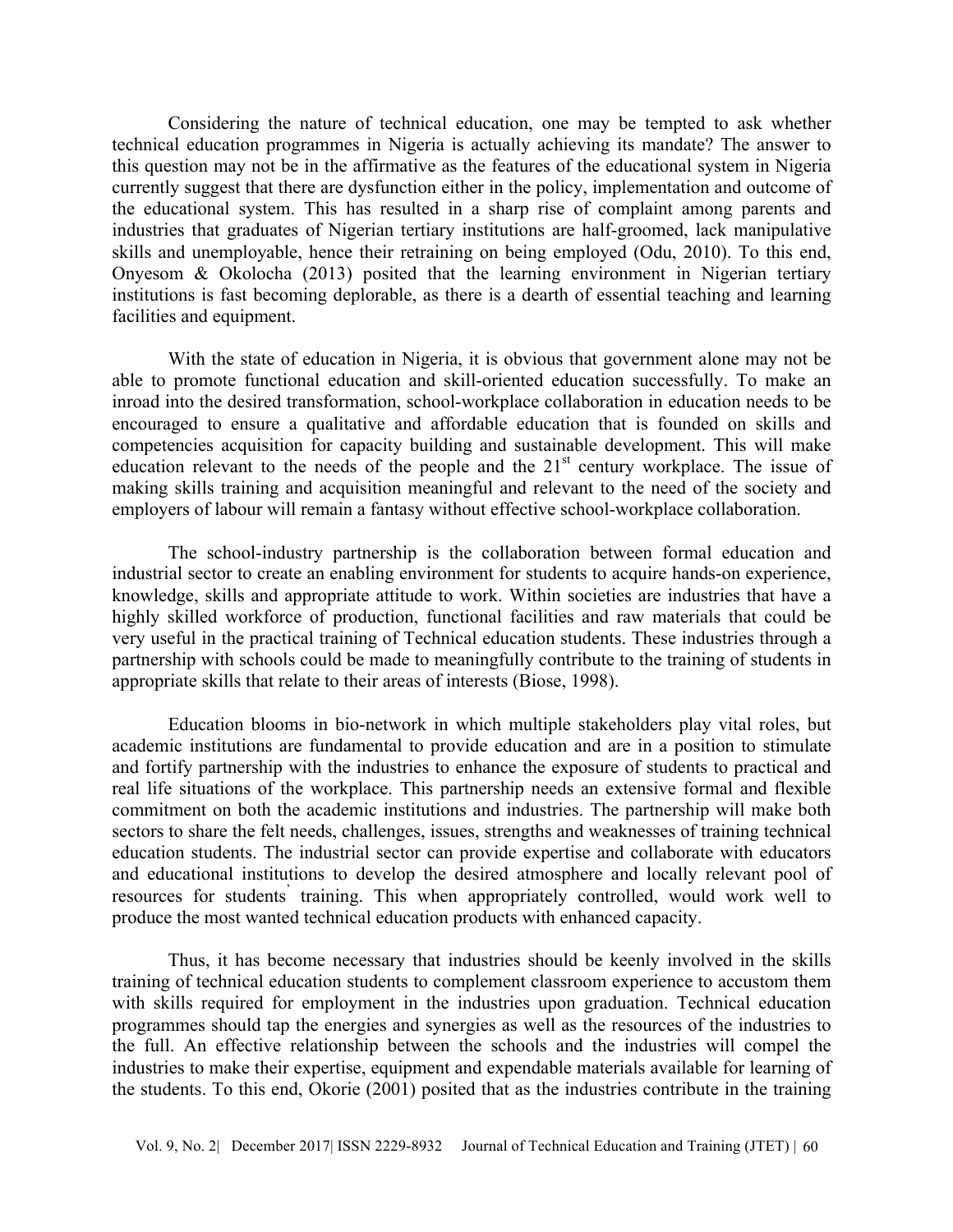Considering the nature of technical education, one may be tempted to ask whether technical education programmes in Nigeria is actually achieving its mandate? The answer to this question may not be in the affirmative as the features of the educational system in Nigeria currently suggest that there are dysfunction either in the policy, implementation and outcome of the educational system. This has resulted in a sharp rise of complaint among parents and industries that graduates of Nigerian tertiary institutions are half-groomed, lack manipulative skills and unemployable, hence their retraining on being employed (Odu, 2010). To this end, Onyesom & Okolocha (2013) posited that the learning environment in Nigerian tertiary institutions is fast becoming deplorable, as there is a dearth of essential teaching and learning facilities and equipment.

With the state of education in Nigeria, it is obvious that government alone may not be able to promote functional education and skill-oriented education successfully. To make an inroad into the desired transformation, school-workplace collaboration in education needs to be encouraged to ensure a qualitative and affordable education that is founded on skills and competencies acquisition for capacity building and sustainable development. This will make education relevant to the needs of the people and the 21st century workplace. The issue of making skills training and acquisition meaningful and relevant to the need of the society and employers of labour will remain a fantasy without effective school-workplace collaboration.

The school-industry partnership is the collaboration between formal education and industrial sector to create an enabling environment for students to acquire hands-on experience, knowledge, skills and appropriate attitude to work. Within societies are industries that have a highly skilled workforce of production, functional facilities and raw materials that could be very useful in the practical training of Technical education students. These industries through a partnership with schools could be made to meaningfully contribute to the training of students in appropriate skills that relate to their areas of interests (Biose, 1998).

Education blooms in bio-network in which multiple stakeholders play vital roles, but academic institutions are fundamental to provide education and are in a position to stimulate and fortify partnership with the industries to enhance the exposure of students to practical and real life situations of the workplace. This partnership needs an extensive formal and flexible commitment on both the academic institutions and industries. The partnership will make both sectors to share the felt needs, challenges, issues, strengths and weaknesses of training technical education students. The industrial sector can provide expertise and collaborate with educators and educational institutions to develop the desired atmosphere and locally relevant pool of resources for students' training. This when appropriately controlled, would work well to produce the most wanted technical education products with enhanced capacity.

Thus, it has become necessary that industries should be keenly involved in the skills training of technical education students to complement classroom experience to accustom them with skills required for employment in the industries upon graduation. Technical education programmes should tap the energies and synergies as well as the resources of the industries to the full. An effective relationship between the schools and the industries will compel the industries to make their expertise, equipment and expendable materials available for learning of the students. To this end, Okorie (2001) posited that as the industries contribute in the training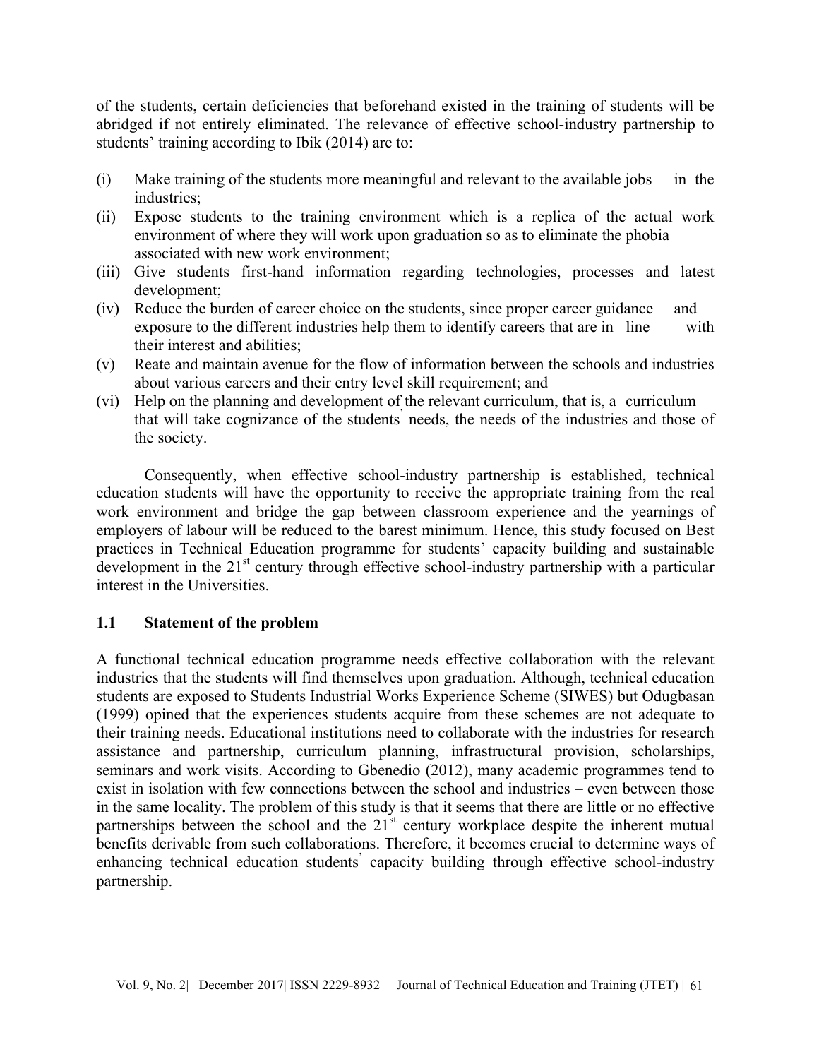of the students, certain deficiencies that beforehand existed in the training of students will be abridged if not entirely eliminated. The relevance of effective school-industry partnership to students' training according to Ibik (2014) are to:

(i) Make training of the students more meaningful and relevant to the available jobs in the industries;
(ii) Expose students to the training environment which is a replica of the actual work environment of where they will work upon graduation so as to eliminate the phobia associated with new work environment;
(iii) Give students first-hand information regarding technologies, processes and latest development;
(iv) Reduce the burden of career choice on the students, since proper career guidance and exposure to the different industries help them to identify careers that are in line with their interest and abilities;
(v) Reate and maintain avenue for the flow of information between the schools and industries about various careers and their entry level skill requirement; and
(vi) Help on the planning and development of the relevant curriculum, that is, a curriculum that will take cognizance of the students' needs, the needs of the industries and those of the society.

Consequently, when effective school-industry partnership is established, technical education students will have the opportunity to receive the appropriate training from the real work environment and bridge the gap between classroom experience and the yearnings of employers of labour will be reduced to the barest minimum. Hence, this study focused on Best practices in Technical Education programme for students' capacity building and sustainable development in the 21st century through effective school-industry partnership with a particular interest in the Universities.

## 1.1 Statement of the problem

A functional technical education programme needs effective collaboration with the relevant industries that the students will find themselves upon graduation. Although, technical education students are exposed to Students Industrial Works Experience Scheme (SIWES) but Odugbasan (1999) opined that the experiences students acquire from these schemes are not adequate to their training needs. Educational institutions need to collaborate with the industries for research assistance and partnership, curriculum planning, infrastructural provision, scholarships, seminars and work visits. According to Gbenedio (2012), many academic programmes tend to exist in isolation with few connections between the school and industries – even between those in the same locality. The problem of this study is that it seems that there are little or no effective partnerships between the school and the 21st century workplace despite the inherent mutual benefits derivable from such collaborations. Therefore, it becomes crucial to determine ways of enhancing technical education students' capacity building through effective school-industry partnership.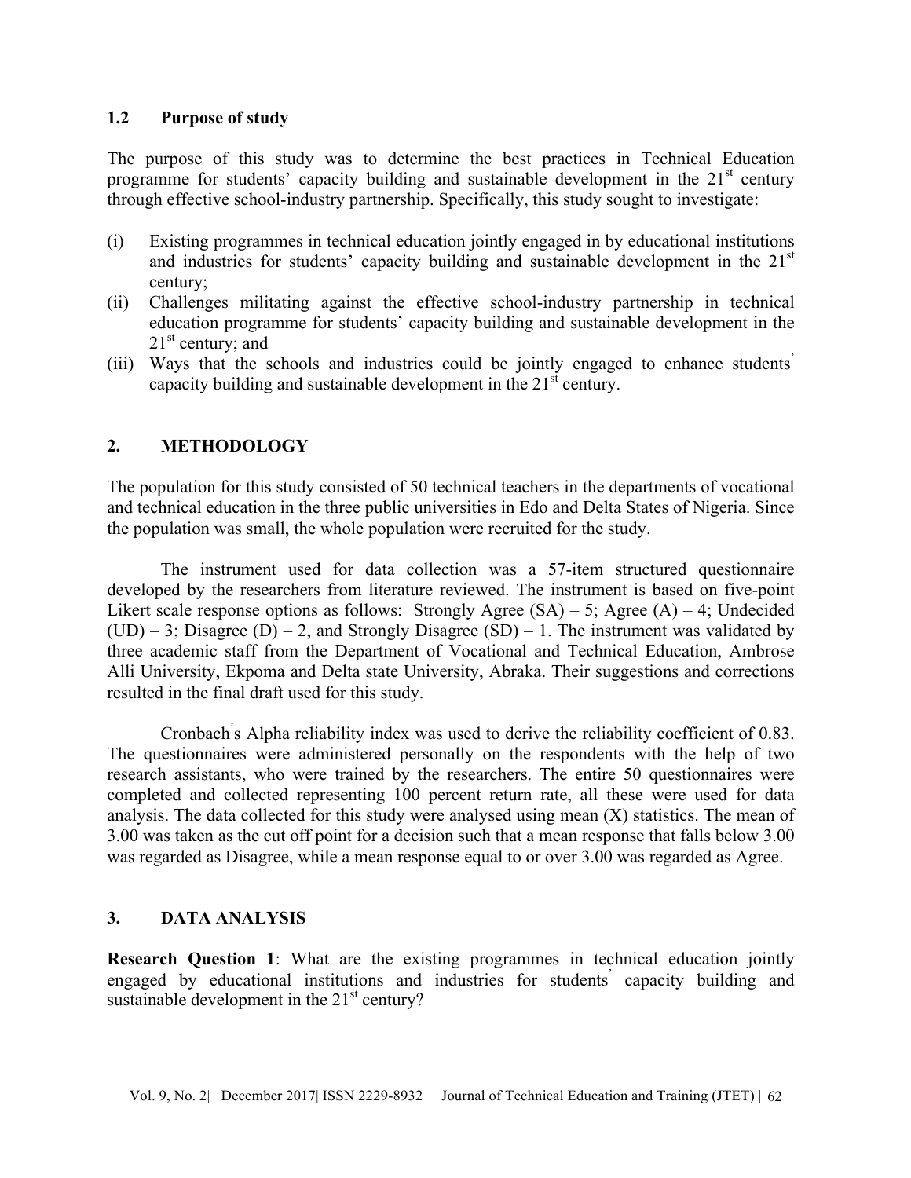### 1.2 Purpose of study

The purpose of this study was to determine the best practices in Technical Education programme for students' capacity building and sustainable development in the 21st century through effective school-industry partnership. Specifically, this study sought to investigate:

(i) Existing programmes in technical education jointly engaged in by educational institutions and industries for students' capacity building and sustainable development in the 21st century;
(ii) Challenges militating against the effective school-industry partnership in technical education programme for students' capacity building and sustainable development in the 21st century; and
(iii) Ways that the schools and industries could be jointly engaged to enhance students' capacity building and sustainable development in the 21st century.

## 2. METHODOLOGY

The population for this study consisted of 50 technical teachers in the departments of vocational and technical education in the three public universities in Edo and Delta States of Nigeria. Since the population was small, the whole population were recruited for the study.

The instrument used for data collection was a 57-item structured questionnaire developed by the researchers from literature reviewed. The instrument is based on five-point Likert scale response options as follows: Strongly Agree (SA) – 5; Agree (A) – 4; Undecided (UD) – 3; Disagree (D) – 2, and Strongly Disagree (SD) – 1. The instrument was validated by three academic staff from the Department of Vocational and Technical Education, Ambrose Alli University, Ekpoma and Delta state University, Abraka. Their suggestions and corrections resulted in the final draft used for this study.

Cronbach's Alpha reliability index was used to derive the reliability coefficient of 0.83. The questionnaires were administered personally on the respondents with the help of two research assistants, who were trained by the researchers. The entire 50 questionnaires were completed and collected representing 100 percent return rate, all these were used for data analysis. The data collected for this study were analysed using mean (X) statistics. The mean of 3.00 was taken as the cut off point for a decision such that a mean response that falls below 3.00 was regarded as Disagree, while a mean response equal to or over 3.00 was regarded as Agree.

## 3. DATA ANALYSIS

**Research Question 1**: What are the existing programmes in technical education jointly engaged by educational institutions and industries for students' capacity building and sustainable development in the 21st century?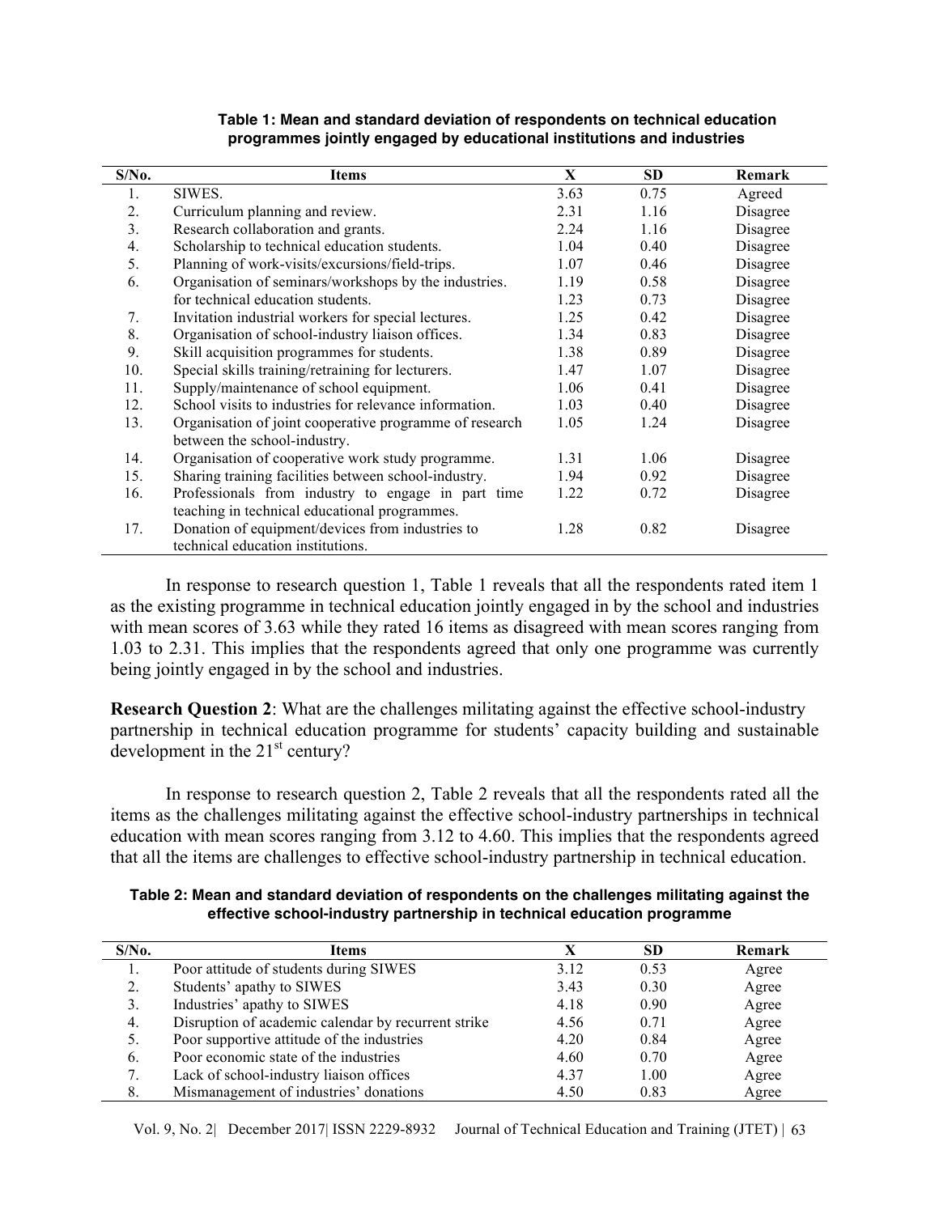**Table 1: Mean and standard deviation of respondents on technical education programmes jointly engaged by educational institutions and industries**

| S/No. | Items | X | SD | Remark |
|---|---|---|---|---|
| 1. | SIWES. | 3.63 | 0.75 | Agreed |
| 2. | Curriculum planning and review. | 2.31 | 1.16 | Disagree |
| 3. | Research collaboration and grants. | 2.24 | 1.16 | Disagree |
| 4. | Scholarship to technical education students. | 1.04 | 0.40 | Disagree |
| 5. | Planning of work-visits/excursions/field-trips. | 1.07 | 0.46 | Disagree |
| 6. | Organisation of seminars/workshops by the industries. | 1.19 | 0.58 | Disagree |
| | for technical education students. | 1.23 | 0.73 | Disagree |
| 7. | Invitation industrial workers for special lectures. | 1.25 | 0.42 | Disagree |
| 8. | Organisation of school-industry liaison offices. | 1.34 | 0.83 | Disagree |
| 9. | Skill acquisition programmes for students. | 1.38 | 0.89 | Disagree |
| 10. | Special skills training/retraining for lecturers. | 1.47 | 1.07 | Disagree |
| 11. | Supply/maintenance of school equipment. | 1.06 | 0.41 | Disagree |
| 12. | School visits to industries for relevance information. | 1.03 | 0.40 | Disagree |
| 13. | Organisation of joint cooperative programme of research between the school-industry. | 1.05 | 1.24 | Disagree |
| 14. | Organisation of cooperative work study programme. | 1.31 | 1.06 | Disagree |
| 15. | Sharing training facilities between school-industry. | 1.94 | 0.92 | Disagree |
| 16. | Professionals from industry to engage in part time teaching in technical educational programmes. | 1.22 | 0.72 | Disagree |
| 17. | Donation of equipment/devices from industries to technical education institutions. | 1.28 | 0.82 | Disagree |

In response to research question 1, Table 1 reveals that all the respondents rated item 1 as the existing programme in technical education jointly engaged in by the school and industries with mean scores of 3.63 while they rated 16 items as disagreed with mean scores ranging from 1.03 to 2.31. This implies that the respondents agreed that only one programme was currently being jointly engaged in by the school and industries.

**Research Question 2**: What are the challenges militating against the effective school-industry partnership in technical education programme for students' capacity building and sustainable development in the 21st century?

In response to research question 2, Table 2 reveals that all the respondents rated all the items as the challenges militating against the effective school-industry partnerships in technical education with mean scores ranging from 3.12 to 4.60. This implies that the respondents agreed that all the items are challenges to effective school-industry partnership in technical education.

**Table 2: Mean and standard deviation of respondents on the challenges militating against the effective school-industry partnership in technical education programme**

| S/No. | Items | X | SD | Remark |
|---|---|---|---|---|
| 1. | Poor attitude of students during SIWES | 3.12 | 0.53 | Agree |
| 2. | Students' apathy to SIWES | 3.43 | 0.30 | Agree |
| 3. | Industries' apathy to SIWES | 4.18 | 0.90 | Agree |
| 4. | Disruption of academic calendar by recurrent strike | 4.56 | 0.71 | Agree |
| 5. | Poor supportive attitude of the industries | 4.20 | 0.84 | Agree |
| 6. | Poor economic state of the industries | 4.60 | 0.70 | Agree |
| 7. | Lack of school-industry liaison offices | 4.37 | 1.00 | Agree |
| 8. | Mismanagement of industries' donations | 4.50 | 0.83 | Agree |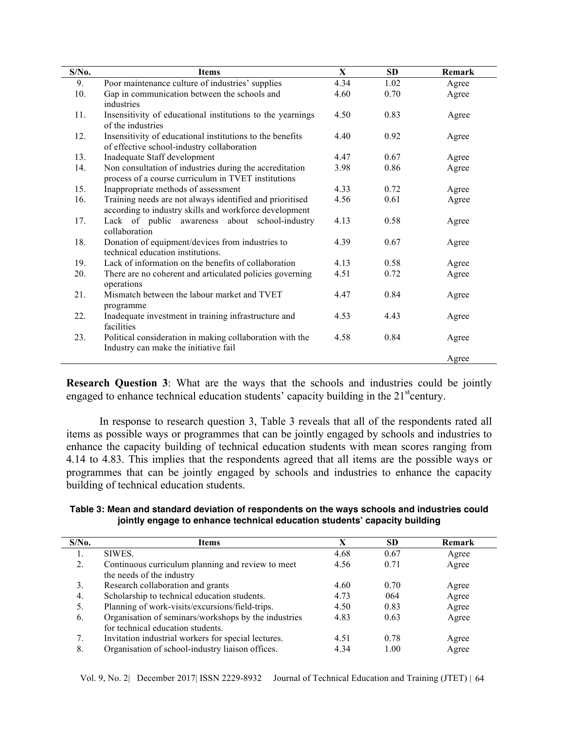| S/No. | Items | X | SD | Remark |
|---|---|---|---|---|
| 9. | Poor maintenance culture of industries' supplies | 4.34 | 1.02 | Agree |
| 10. | Gap in communication between the schools and industries | 4.60 | 0.70 | Agree |
| 11. | Insensitivity of educational institutions to the yearnings of the industries | 4.50 | 0.83 | Agree |
| 12. | Insensitivity of educational institutions to the benefits of effective school-industry collaboration | 4.40 | 0.92 | Agree |
| 13. | Inadequate Staff development | 4.47 | 0.67 | Agree |
| 14. | Non consultation of industries during the accreditation process of a course curriculum in TVET institutions | 3.98 | 0.86 | Agree |
| 15. | Inappropriate methods of assessment | 4.33 | 0.72 | Agree |
| 16. | Training needs are not always identified and prioritised according to industry skills and workforce development | 4.56 | 0.61 | Agree |
| 17. | Lack of public awareness about school-industry collaboration | 4.13 | 0.58 | Agree |
| 18. | Donation of equipment/devices from industries to technical education institutions. | 4.39 | 0.67 | Agree |
| 19. | Lack of information on the benefits of collaboration | 4.13 | 0.58 | Agree |
| 20. | There are no coherent and articulated policies governing operations | 4.51 | 0.72 | Agree |
| 21. | Mismatch between the labour market and TVET programme | 4.47 | 0.84 | Agree |
| 22. | Inadequate investment in training infrastructure and facilities | 4.53 | 4.43 | Agree |
| 23. | Political consideration in making collaboration with the Industry can make the initiative fail | 4.58 | 0.84 | Agree |
| | | | | Agree |

**Research Question 3**: What are the ways that the schools and industries could be jointly engaged to enhance technical education students' capacity building in the 21st century.

In response to research question 3, Table 3 reveals that all of the respondents rated all items as possible ways or programmes that can be jointly engaged by schools and industries to enhance the capacity building of technical education students with mean scores ranging from 4.14 to 4.83. This implies that the respondents agreed that all items are the possible ways or programmes that can be jointly engaged by schools and industries to enhance the capacity building of technical education students.

**Table 3: Mean and standard deviation of respondents on the ways schools and industries could jointly engage to enhance technical education students' capacity building**

| S/No. | Items | X | SD | Remark |
|---|---|---|---|---|
| 1. | SIWES. | 4.68 | 0.67 | Agree |
| 2. | Continuous curriculum planning and review to meet the needs of the industry | 4.56 | 0.71 | Agree |
| 3. | Research collaboration and grants | 4.60 | 0.70 | Agree |
| 4. | Scholarship to technical education students. | 4.73 | 064 | Agree |
| 5. | Planning of work-visits/excursions/field-trips. | 4.50 | 0.83 | Agree |
| 6. | Organisation of seminars/workshops by the industries for technical education students. | 4.83 | 0.63 | Agree |
| 7. | Invitation industrial workers for special lectures. | 4.51 | 0.78 | Agree |
| 8. | Organisation of school-industry liaison offices. | 4.34 | 1.00 | Agree |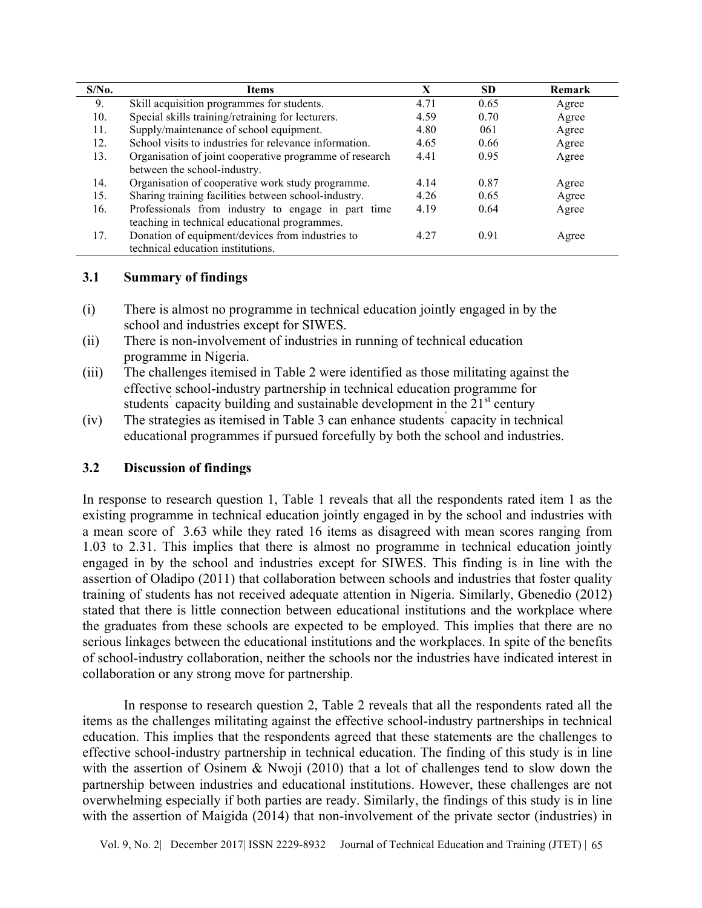| S/No. | Items | X | SD | Remark |
|---|---|---|---|---|
| 9. | Skill acquisition programmes for students. | 4.71 | 0.65 | Agree |
| 10. | Special skills training/retraining for lecturers. | 4.59 | 0.70 | Agree |
| 11. | Supply/maintenance of school equipment. | 4.80 | 061 | Agree |
| 12. | School visits to industries for relevance information. | 4.65 | 0.66 | Agree |
| 13. | Organisation of joint cooperative programme of research between the school-industry. | 4.41 | 0.95 | Agree |
| 14. | Organisation of cooperative work study programme. | 4.14 | 0.87 | Agree |
| 15. | Sharing training facilities between school-industry. | 4.26 | 0.65 | Agree |
| 16. | Professionals from industry to engage in part time teaching in technical educational programmes. | 4.19 | 0.64 | Agree |
| 17. | Donation of equipment/devices from industries to technical education institutions. | 4.27 | 0.91 | Agree |

### 3.1 Summary of findings

(i) There is almost no programme in technical education jointly engaged in by the school and industries except for SIWES.

(ii) There is non-involvement of industries in running of technical education programme in Nigeria.

(iii) The challenges itemised in Table 2 were identified as those militating against the effective school-industry partnership in technical education programme for students' capacity building and sustainable development in the 21st century

(iv) The strategies as itemised in Table 3 can enhance students' capacity in technical educational programmes if pursued forcefully by both the school and industries.

### 3.2 Discussion of findings

In response to research question 1, Table 1 reveals that all the respondents rated item 1 as the existing programme in technical education jointly engaged in by the school and industries with a mean score of 3.63 while they rated 16 items as disagreed with mean scores ranging from 1.03 to 2.31. This implies that there is almost no programme in technical education jointly engaged in by the school and industries except for SIWES. This finding is in line with the assertion of Oladipo (2011) that collaboration between schools and industries that foster quality training of students has not received adequate attention in Nigeria. Similarly, Gbenedio (2012) stated that there is little connection between educational institutions and the workplace where the graduates from these schools are expected to be employed. This implies that there are no serious linkages between the educational institutions and the workplaces. In spite of the benefits of school-industry collaboration, neither the schools nor the industries have indicated interest in collaboration or any strong move for partnership.

In response to research question 2, Table 2 reveals that all the respondents rated all the items as the challenges militating against the effective school-industry partnerships in technical education. This implies that the respondents agreed that these statements are the challenges to effective school-industry partnership in technical education. The finding of this study is in line with the assertion of Osinem & Nwoji (2010) that a lot of challenges tend to slow down the partnership between industries and educational institutions. However, these challenges are not overwhelming especially if both parties are ready. Similarly, the findings of this study is in line with the assertion of Maigida (2014) that non-involvement of the private sector (industries) in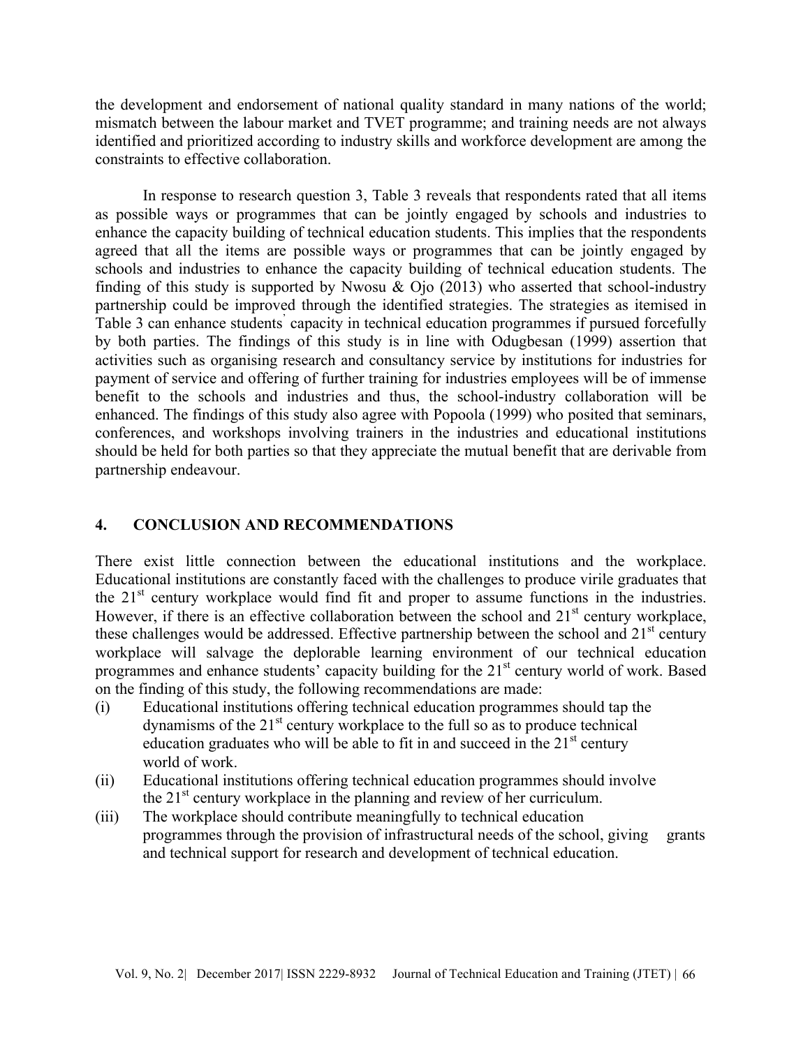the development and endorsement of national quality standard in many nations of the world; mismatch between the labour market and TVET programme; and training needs are not always identified and prioritized according to industry skills and workforce development are among the constraints to effective collaboration.

In response to research question 3, Table 3 reveals that respondents rated that all items as possible ways or programmes that can be jointly engaged by schools and industries to enhance the capacity building of technical education students. This implies that the respondents agreed that all the items are possible ways or programmes that can be jointly engaged by schools and industries to enhance the capacity building of technical education students. The finding of this study is supported by Nwosu & Ojo (2013) who asserted that school-industry partnership could be improved through the identified strategies. The strategies as itemised in Table 3 can enhance students' capacity in technical education programmes if pursued forcefully by both parties. The findings of this study is in line with Odugbesan (1999) assertion that activities such as organising research and consultancy service by institutions for industries for payment of service and offering of further training for industries employees will be of immense benefit to the schools and industries and thus, the school-industry collaboration will be enhanced. The findings of this study also agree with Popoola (1999) who posited that seminars, conferences, and workshops involving trainers in the industries and educational institutions should be held for both parties so that they appreciate the mutual benefit that are derivable from partnership endeavour.

## 4. CONCLUSION AND RECOMMENDATIONS

There exist little connection between the educational institutions and the workplace. Educational institutions are constantly faced with the challenges to produce virile graduates that the 21st century workplace would find fit and proper to assume functions in the industries. However, if there is an effective collaboration between the school and 21st century workplace, these challenges would be addressed. Effective partnership between the school and 21st century workplace will salvage the deplorable learning environment of our technical education programmes and enhance students' capacity building for the 21st century world of work. Based on the finding of this study, the following recommendations are made:

(i) Educational institutions offering technical education programmes should tap the dynamisms of the 21st century workplace to the full so as to produce technical education graduates who will be able to fit in and succeed in the 21st century world of work.

(ii) Educational institutions offering technical education programmes should involve the 21st century workplace in the planning and review of her curriculum.

(iii) The workplace should contribute meaningfully to technical education programmes through the provision of infrastructural needs of the school, giving grants and technical support for research and development of technical education.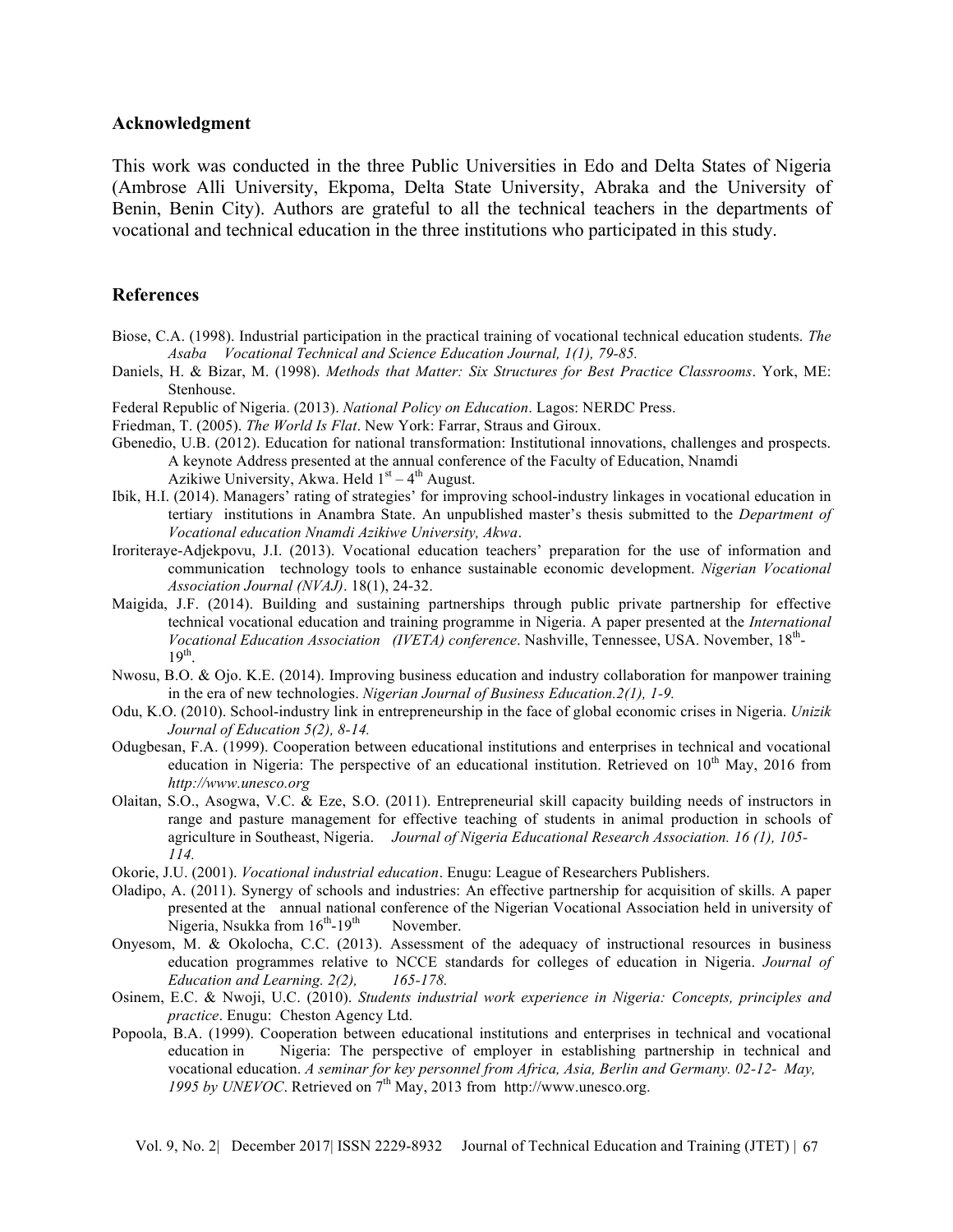## Acknowledgment

This work was conducted in the three Public Universities in Edo and Delta States of Nigeria (Ambrose Alli University, Ekpoma, Delta State University, Abraka and the University of Benin, Benin City). Authors are grateful to all the technical teachers in the departments of vocational and technical education in the three institutions who participated in this study.

## References

Biose, C.A. (1998). Industrial participation in the practical training of vocational technical education students. *The Asaba Vocational Technical and Science Education Journal, 1(1), 79-85.*

Daniels, H. & Bizar, M. (1998). *Methods that Matter: Six Structures for Best Practice Classrooms*. York, ME: Stenhouse.

Federal Republic of Nigeria. (2013). *National Policy on Education*. Lagos: NERDC Press.

Friedman, T. (2005). *The World Is Flat*. New York: Farrar, Straus and Giroux.

Gbenedio, U.B. (2012). Education for national transformation: Institutional innovations, challenges and prospects. A keynote Address presented at the annual conference of the Faculty of Education, Nnamdi Azikiwe University, Akwa. Held 1st – 4th August.

Ibik, H.I. (2014). Managers' rating of strategies' for improving school-industry linkages in vocational education in tertiary institutions in Anambra State. An unpublished master's thesis submitted to the *Department of Vocational education Nnamdi Azikiwe University, Akwa*.

Iroriteraye-Adjekpovu, J.I. (2013). Vocational education teachers' preparation for the use of information and communication technology tools to enhance sustainable economic development. *Nigerian Vocational Association Journal (NVAJ)*. 18(1), 24-32.

Maigida, J.F. (2014). Building and sustaining partnerships through public private partnership for effective technical vocational education and training programme in Nigeria. A paper presented at the *International Vocational Education Association (IVETA) conference*. Nashville, Tennessee, USA. November, 18th-19th.

Nwosu, B.O. & Ojo. K.E. (2014). Improving business education and industry collaboration for manpower training in the era of new technologies. *Nigerian Journal of Business Education.2(1), 1-9.*

Odu, K.O. (2010). School-industry link in entrepreneurship in the face of global economic crises in Nigeria. *Unizik Journal of Education 5(2), 8-14.*

Odugbesan, F.A. (1999). Cooperation between educational institutions and enterprises in technical and vocational education in Nigeria: The perspective of an educational institution. Retrieved on 10th May, 2016 from *http://www.unesco.org*

Olaitan, S.O., Asogwa, V.C. & Eze, S.O. (2011). Entrepreneurial skill capacity building needs of instructors in range and pasture management for effective teaching of students in animal production in schools of agriculture in Southeast, Nigeria. *Journal of Nigeria Educational Research Association. 16 (1), 105-114.*

Okorie, J.U. (2001). *Vocational industrial education*. Enugu: League of Researchers Publishers.

Oladipo, A. (2011). Synergy of schools and industries: An effective partnership for acquisition of skills. A paper presented at the annual national conference of the Nigerian Vocational Association held in university of Nigeria, Nsukka from 16th-19th November.

Onyesom, M. & Okolocha, C.C. (2013). Assessment of the adequacy of instructional resources in business education programmes relative to NCCE standards for colleges of education in Nigeria. *Journal of Education and Learning. 2(2), 165-178.*

Osinem, E.C. & Nwoji, U.C. (2010). *Students industrial work experience in Nigeria: Concepts, principles and practice*. Enugu: Cheston Agency Ltd.

Popoola, B.A. (1999). Cooperation between educational institutions and enterprises in technical and vocational education in Nigeria: The perspective of employer in establishing partnership in technical and vocational education. *A seminar for key personnel from Africa, Asia, Berlin and Germany. 02-12- May, 1995 by UNEVOC*. Retrieved on 7th May, 2013 from http://www.unesco.org.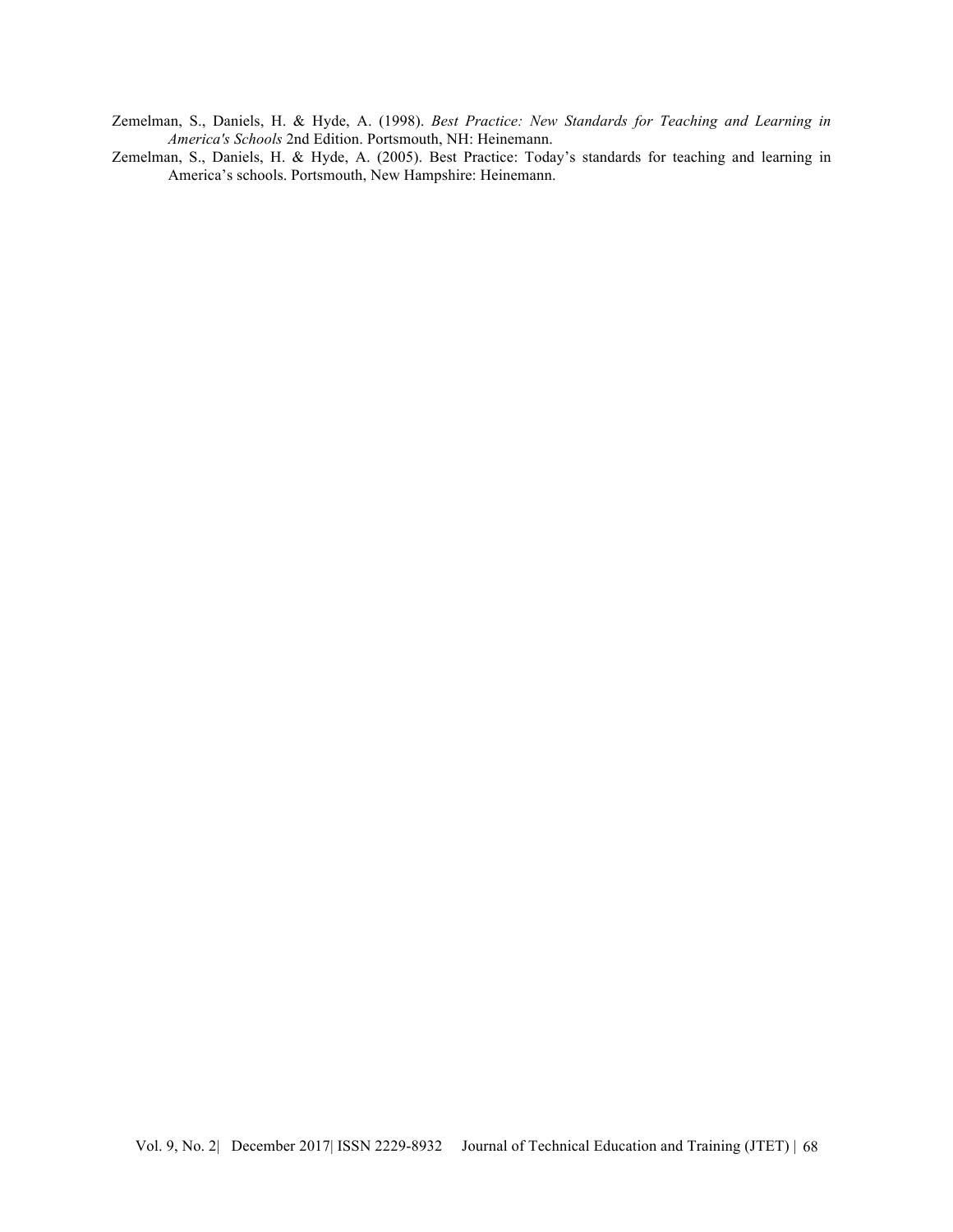Zemelman, S., Daniels, H. & Hyde, A. (1998). *Best Practice: New Standards for Teaching and Learning in America's Schools* 2nd Edition. Portsmouth, NH: Heinemann.

Zemelman, S., Daniels, H. & Hyde, A. (2005). Best Practice: Today's standards for teaching and learning in America's schools. Portsmouth, New Hampshire: Heinemann.